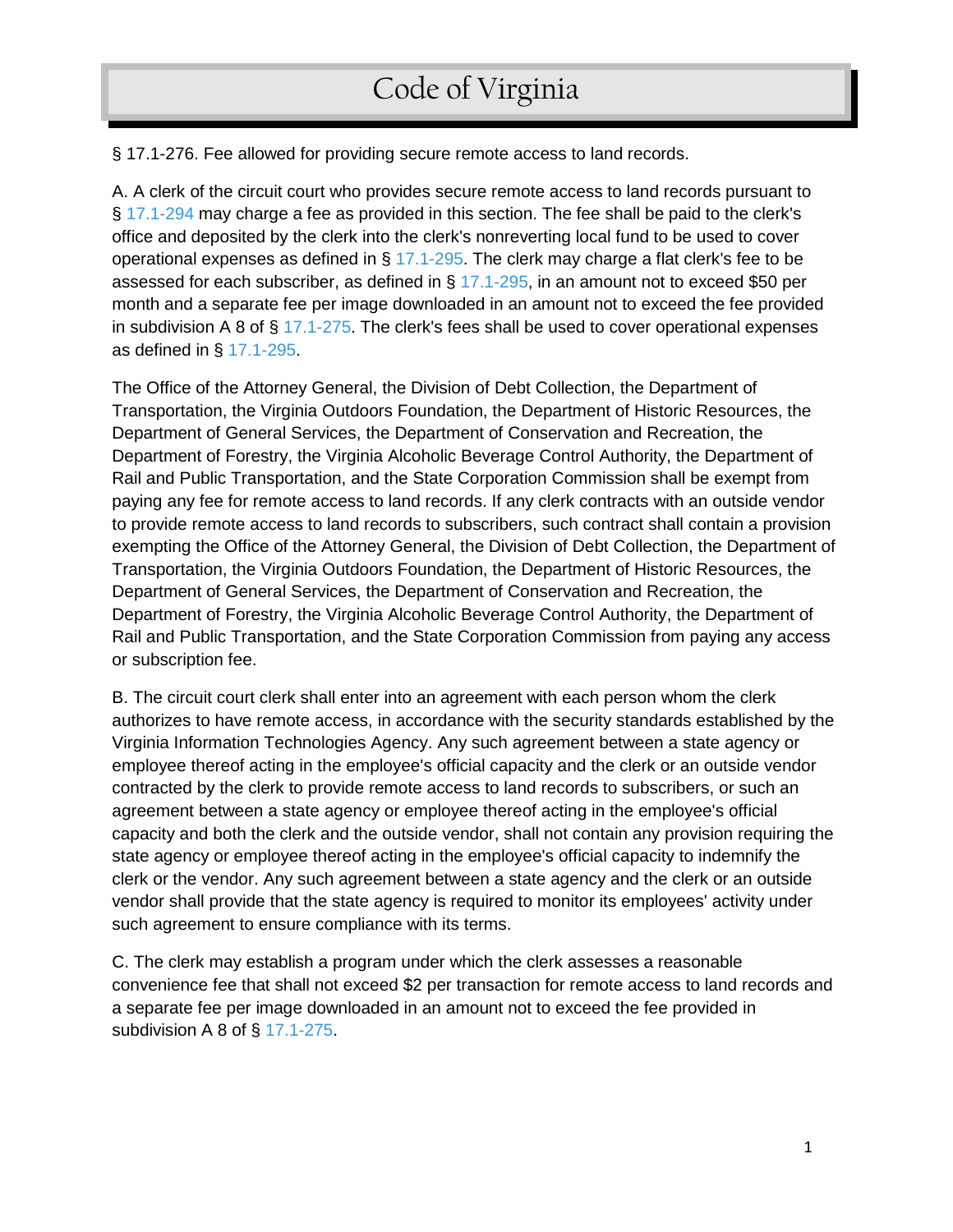# Code of Virginia

§ 17.1-276. Fee allowed for providing secure remote access to land records.

A. A clerk of the circuit court who provides secure remote access to land records pursuant to § 17.1-294 may charge a fee as provided in this section. The fee shall be paid to the clerk's office and deposited by the clerk into the clerk's nonreverting local fund to be used to cover operational expenses as defined in § 17.1-295. The clerk may charge a flat clerk's fee to be assessed for each subscriber, as defined in § 17.1-295, in an amount not to exceed $50 per month and a separate fee per image downloaded in an amount not to exceed the fee provided in subdivision A 8 of § 17.1-275. The clerk's fees shall be used to cover operational expenses as defined in § 17.1-295.

The Office of the Attorney General, the Division of Debt Collection, the Department of Transportation, the Virginia Outdoors Foundation, the Department of Historic Resources, the Department of General Services, the Department of Conservation and Recreation, the Department of Forestry, the Virginia Alcoholic Beverage Control Authority, the Department of Rail and Public Transportation, and the State Corporation Commission shall be exempt from paying any fee for remote access to land records. If any clerk contracts with an outside vendor to provide remote access to land records to subscribers, such contract shall contain a provision exempting the Office of the Attorney General, the Division of Debt Collection, the Department of Transportation, the Virginia Outdoors Foundation, the Department of Historic Resources, the Department of General Services, the Department of Conservation and Recreation, the Department of Forestry, the Virginia Alcoholic Beverage Control Authority, the Department of Rail and Public Transportation, and the State Corporation Commission from paying any access or subscription fee.

B. The circuit court clerk shall enter into an agreement with each person whom the clerk authorizes to have remote access, in accordance with the security standards established by the Virginia Information Technologies Agency. Any such agreement between a state agency or employee thereof acting in the employee's official capacity and the clerk or an outside vendor contracted by the clerk to provide remote access to land records to subscribers, or such an agreement between a state agency or employee thereof acting in the employee's official capacity and both the clerk and the outside vendor, shall not contain any provision requiring the state agency or employee thereof acting in the employee's official capacity to indemnify the clerk or the vendor. Any such agreement between a state agency and the clerk or an outside vendor shall provide that the state agency is required to monitor its employees' activity under such agreement to ensure compliance with its terms.

C. The clerk may establish a program under which the clerk assesses a reasonable convenience fee that shall not exceed $2 per transaction for remote access to land records and a separate fee per image downloaded in an amount not to exceed the fee provided in subdivision A 8 of § 17.1-275.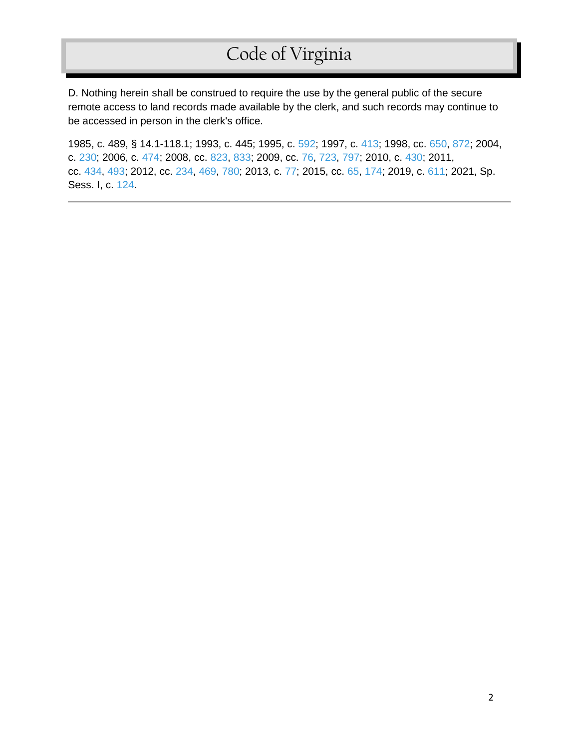D. Nothing herein shall be construed to require the use by the general public of the secure remote access to land records made available by the clerk, and such records may continue to be accessed in person in the clerk's office.

1985, c. 489, § 14.1-118.1; 1993, c. 445; 1995, c. 592; 1997, c. 413; 1998, cc. 650, 872; 2004, c. 230; 2006, c. 474; 2008, cc. 823, 833; 2009, cc. 76, 723, 797; 2010, c. 430; 2011, cc. 434, 493; 2012, cc. 234, 469, 780; 2013, c. 77; 2015, cc. 65, 174; 2019, c. 611; 2021, Sp. Sess. I, c. 124.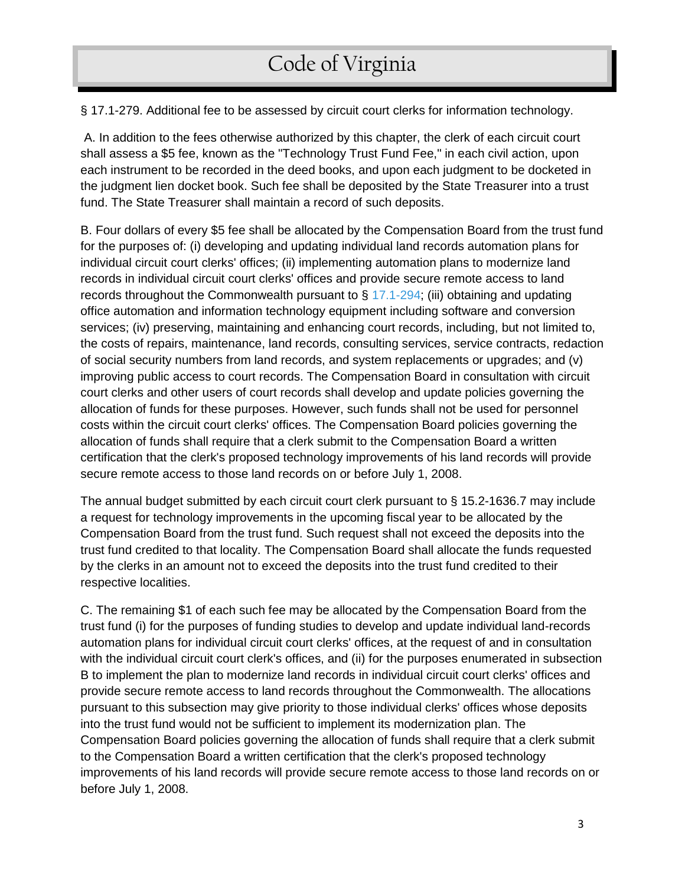# Code of Virginia

§ 17.1-279. Additional fee to be assessed by circuit court clerks for information technology.

A. In addition to the fees otherwise authorized by this chapter, the clerk of each circuit court shall assess a $5 fee, known as the "Technology Trust Fund Fee," in each civil action, upon each instrument to be recorded in the deed books, and upon each judgment to be docketed in the judgment lien docket book. Such fee shall be deposited by the State Treasurer into a trust fund. The State Treasurer shall maintain a record of such deposits.

B. Four dollars of every $5 fee shall be allocated by the Compensation Board from the trust fund for the purposes of: (i) developing and updating individual land records automation plans for individual circuit court clerks' offices; (ii) implementing automation plans to modernize land records in individual circuit court clerks' offices and provide secure remote access to land records throughout the Commonwealth pursuant to § 17.1-294; (iii) obtaining and updating office automation and information technology equipment including software and conversion services; (iv) preserving, maintaining and enhancing court records, including, but not limited to, the costs of repairs, maintenance, land records, consulting services, service contracts, redaction of social security numbers from land records, and system replacements or upgrades; and (v) improving public access to court records. The Compensation Board in consultation with circuit court clerks and other users of court records shall develop and update policies governing the allocation of funds for these purposes. However, such funds shall not be used for personnel costs within the circuit court clerks' offices. The Compensation Board policies governing the allocation of funds shall require that a clerk submit to the Compensation Board a written certification that the clerk's proposed technology improvements of his land records will provide secure remote access to those land records on or before July 1, 2008.

The annual budget submitted by each circuit court clerk pursuant to § 15.2-1636.7 may include a request for technology improvements in the upcoming fiscal year to be allocated by the Compensation Board from the trust fund. Such request shall not exceed the deposits into the trust fund credited to that locality. The Compensation Board shall allocate the funds requested by the clerks in an amount not to exceed the deposits into the trust fund credited to their respective localities.

C. The remaining $1 of each such fee may be allocated by the Compensation Board from the trust fund (i) for the purposes of funding studies to develop and update individual land-records automation plans for individual circuit court clerks' offices, at the request of and in consultation with the individual circuit court clerk's offices, and (ii) for the purposes enumerated in subsection B to implement the plan to modernize land records in individual circuit court clerks' offices and provide secure remote access to land records throughout the Commonwealth. The allocations pursuant to this subsection may give priority to those individual clerks' offices whose deposits into the trust fund would not be sufficient to implement its modernization plan. The Compensation Board policies governing the allocation of funds shall require that a clerk submit to the Compensation Board a written certification that the clerk's proposed technology improvements of his land records will provide secure remote access to those land records on or before July 1, 2008.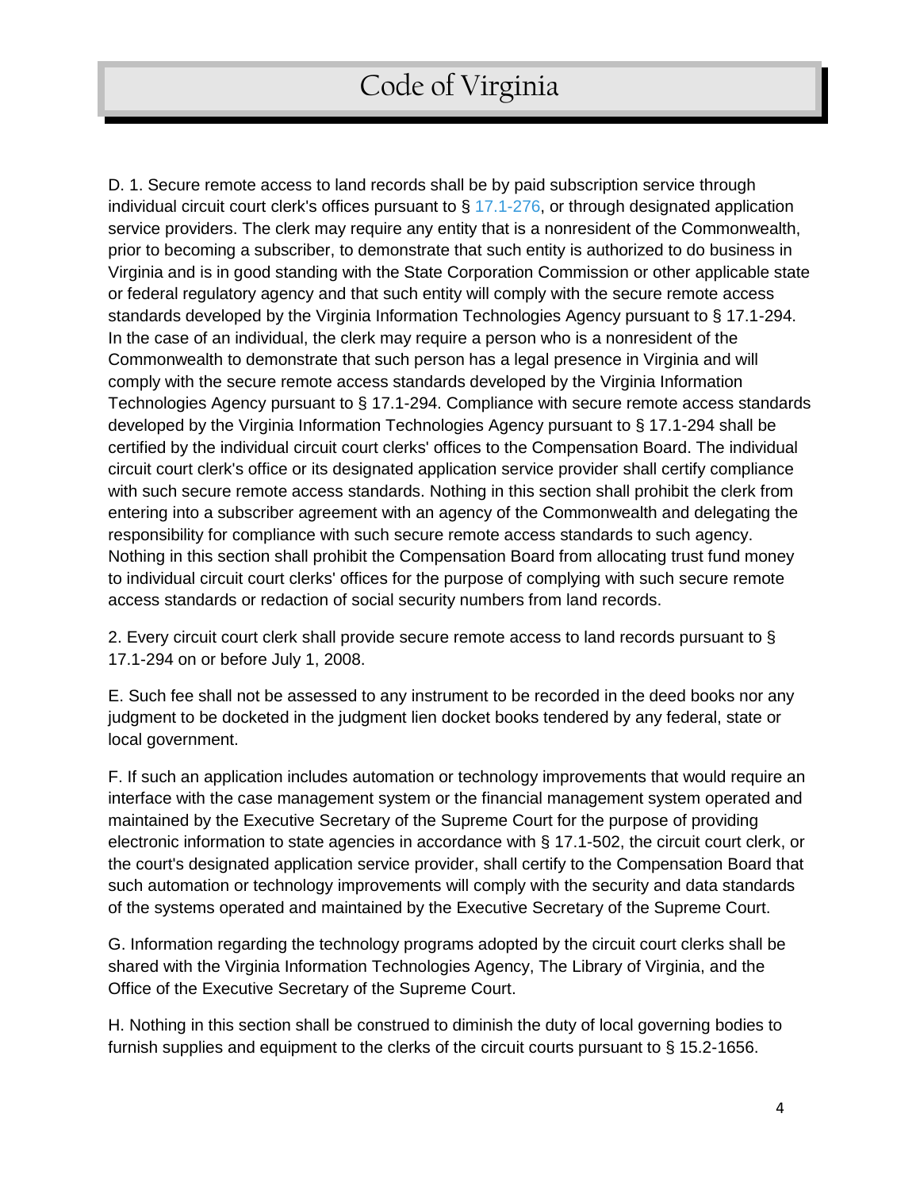D. 1. Secure remote access to land records shall be by paid subscription service through individual circuit court clerk's offices pursuant to § 17.1-276, or through designated application service providers. The clerk may require any entity that is a nonresident of the Commonwealth, prior to becoming a subscriber, to demonstrate that such entity is authorized to do business in Virginia and is in good standing with the State Corporation Commission or other applicable state or federal regulatory agency and that such entity will comply with the secure remote access standards developed by the Virginia Information Technologies Agency pursuant to § 17.1-294. In the case of an individual, the clerk may require a person who is a nonresident of the Commonwealth to demonstrate that such person has a legal presence in Virginia and will comply with the secure remote access standards developed by the Virginia Information Technologies Agency pursuant to § 17.1-294. Compliance with secure remote access standards developed by the Virginia Information Technologies Agency pursuant to § 17.1-294 shall be certified by the individual circuit court clerks' offices to the Compensation Board. The individual circuit court clerk's office or its designated application service provider shall certify compliance with such secure remote access standards. Nothing in this section shall prohibit the clerk from entering into a subscriber agreement with an agency of the Commonwealth and delegating the responsibility for compliance with such secure remote access standards to such agency. Nothing in this section shall prohibit the Compensation Board from allocating trust fund money to individual circuit court clerks' offices for the purpose of complying with such secure remote access standards or redaction of social security numbers from land records.

2. Every circuit court clerk shall provide secure remote access to land records pursuant to § 17.1-294 on or before July 1, 2008.

E. Such fee shall not be assessed to any instrument to be recorded in the deed books nor any judgment to be docketed in the judgment lien docket books tendered by any federal, state or local government.

F. If such an application includes automation or technology improvements that would require an interface with the case management system or the financial management system operated and maintained by the Executive Secretary of the Supreme Court for the purpose of providing electronic information to state agencies in accordance with § 17.1-502, the circuit court clerk, or the court's designated application service provider, shall certify to the Compensation Board that such automation or technology improvements will comply with the security and data standards of the systems operated and maintained by the Executive Secretary of the Supreme Court.

G. Information regarding the technology programs adopted by the circuit court clerks shall be shared with the Virginia Information Technologies Agency, The Library of Virginia, and the Office of the Executive Secretary of the Supreme Court.

H. Nothing in this section shall be construed to diminish the duty of local governing bodies to furnish supplies and equipment to the clerks of the circuit courts pursuant to § 15.2-1656.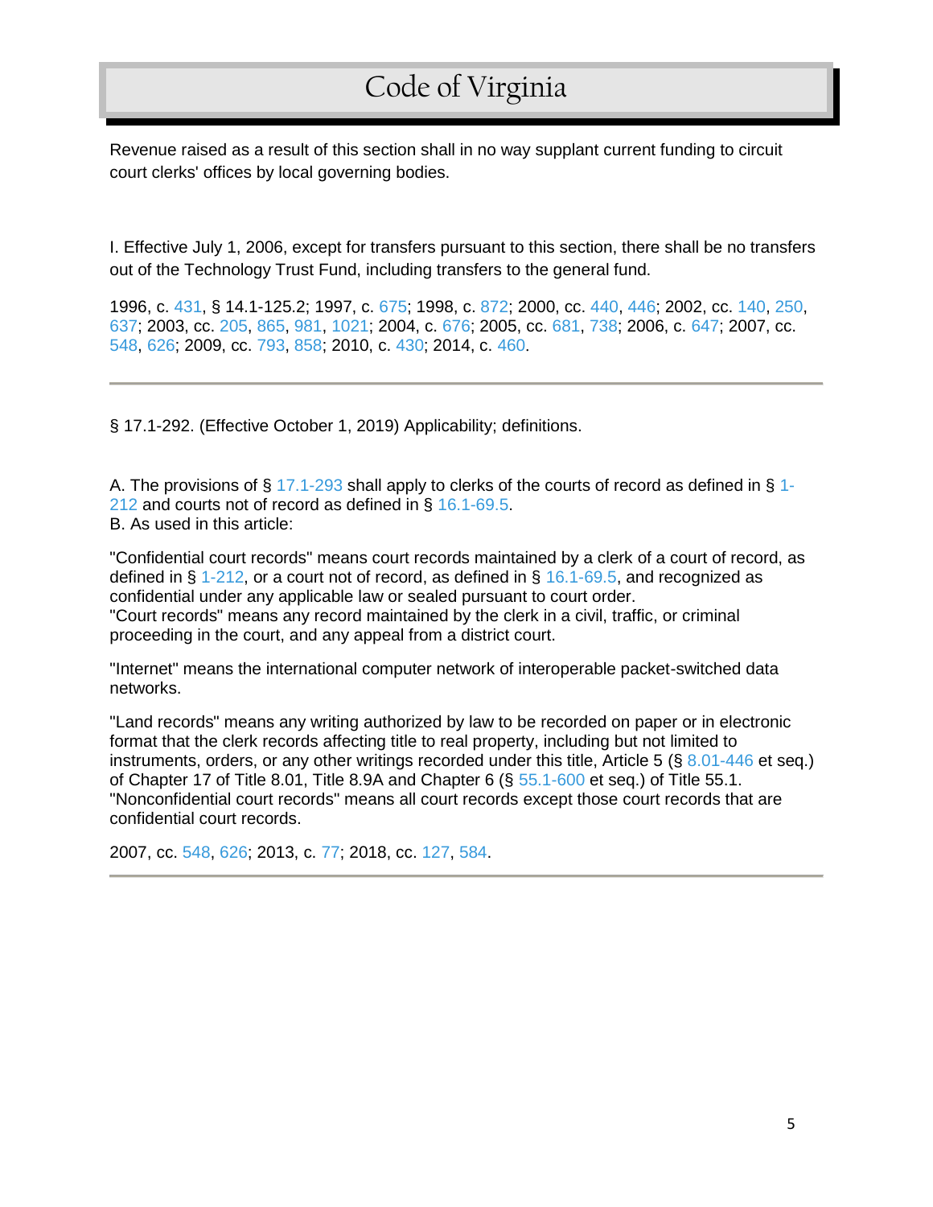Revenue raised as a result of this section shall in no way supplant current funding to circuit court clerks' offices by local governing bodies.

I. Effective July 1, 2006, except for transfers pursuant to this section, there shall be no transfers out of the Technology Trust Fund, including transfers to the general fund.

1996, c. 431, § 14.1-125.2; 1997, c. 675; 1998, c. 872; 2000, cc. 440, 446; 2002, cc. 140, 250, 637; 2003, cc. 205, 865, 981, 1021; 2004, c. 676; 2005, cc. 681, 738; 2006, c. 647; 2007, cc. 548, 626; 2009, cc. 793, 858; 2010, c. 430; 2014, c. 460.

---

§ 17.1-292. (Effective October 1, 2019) Applicability; definitions.

A. The provisions of § 17.1-293 shall apply to clerks of the courts of record as defined in § 1-212 and courts not of record as defined in § 16.1-69.5.
B. As used in this article:

"Confidential court records" means court records maintained by a clerk of a court of record, as defined in § 1-212, or a court not of record, as defined in § 16.1-69.5, and recognized as confidential under any applicable law or sealed pursuant to court order.
"Court records" means any record maintained by the clerk in a civil, traffic, or criminal proceeding in the court, and any appeal from a district court.

"Internet" means the international computer network of interoperable packet-switched data networks.

"Land records" means any writing authorized by law to be recorded on paper or in electronic format that the clerk records affecting title to real property, including but not limited to instruments, orders, or any other writings recorded under this title, Article 5 (§ 8.01-446 et seq.) of Chapter 17 of Title 8.01, Title 8.9A and Chapter 6 (§ 55.1-600 et seq.) of Title 55.1.
"Nonconfidential court records" means all court records except those court records that are confidential court records.

2007, cc. 548, 626; 2013, c. 77; 2018, cc. 127, 584.

---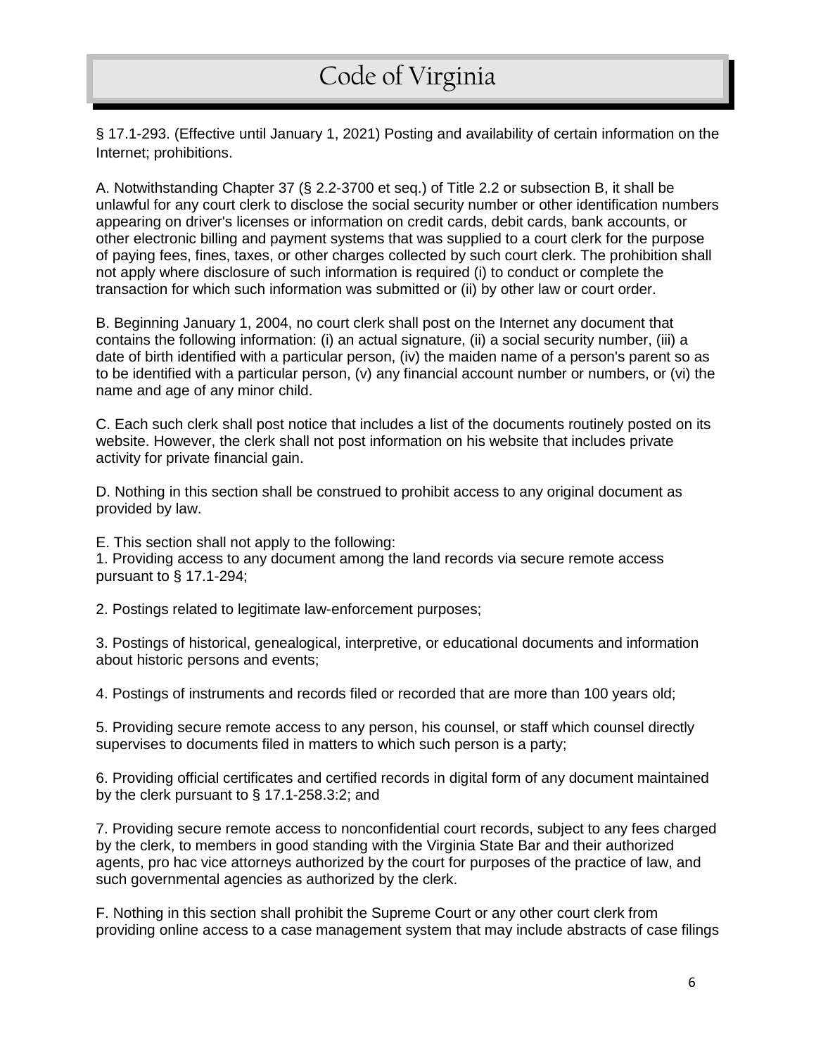# Code of Virginia

§ 17.1-293. (Effective until January 1, 2021) Posting and availability of certain information on the Internet; prohibitions.

A. Notwithstanding Chapter 37 (§ 2.2-3700 et seq.) of Title 2.2 or subsection B, it shall be unlawful for any court clerk to disclose the social security number or other identification numbers appearing on driver's licenses or information on credit cards, debit cards, bank accounts, or other electronic billing and payment systems that was supplied to a court clerk for the purpose of paying fees, fines, taxes, or other charges collected by such court clerk. The prohibition shall not apply where disclosure of such information is required (i) to conduct or complete the transaction for which such information was submitted or (ii) by other law or court order.

B. Beginning January 1, 2004, no court clerk shall post on the Internet any document that contains the following information: (i) an actual signature, (ii) a social security number, (iii) a date of birth identified with a particular person, (iv) the maiden name of a person's parent so as to be identified with a particular person, (v) any financial account number or numbers, or (vi) the name and age of any minor child.

C. Each such clerk shall post notice that includes a list of the documents routinely posted on its website. However, the clerk shall not post information on his website that includes private activity for private financial gain.

D. Nothing in this section shall be construed to prohibit access to any original document as provided by law.

E. This section shall not apply to the following:

1. Providing access to any document among the land records via secure remote access pursuant to § 17.1-294;

2. Postings related to legitimate law-enforcement purposes;

3. Postings of historical, genealogical, interpretive, or educational documents and information about historic persons and events;

4. Postings of instruments and records filed or recorded that are more than 100 years old;

5. Providing secure remote access to any person, his counsel, or staff which counsel directly supervises to documents filed in matters to which such person is a party;

6. Providing official certificates and certified records in digital form of any document maintained by the clerk pursuant to § 17.1-258.3:2; and

7. Providing secure remote access to nonconfidential court records, subject to any fees charged by the clerk, to members in good standing with the Virginia State Bar and their authorized agents, pro hac vice attorneys authorized by the court for purposes of the practice of law, and such governmental agencies as authorized by the clerk.

F. Nothing in this section shall prohibit the Supreme Court or any other court clerk from providing online access to a case management system that may include abstracts of case filings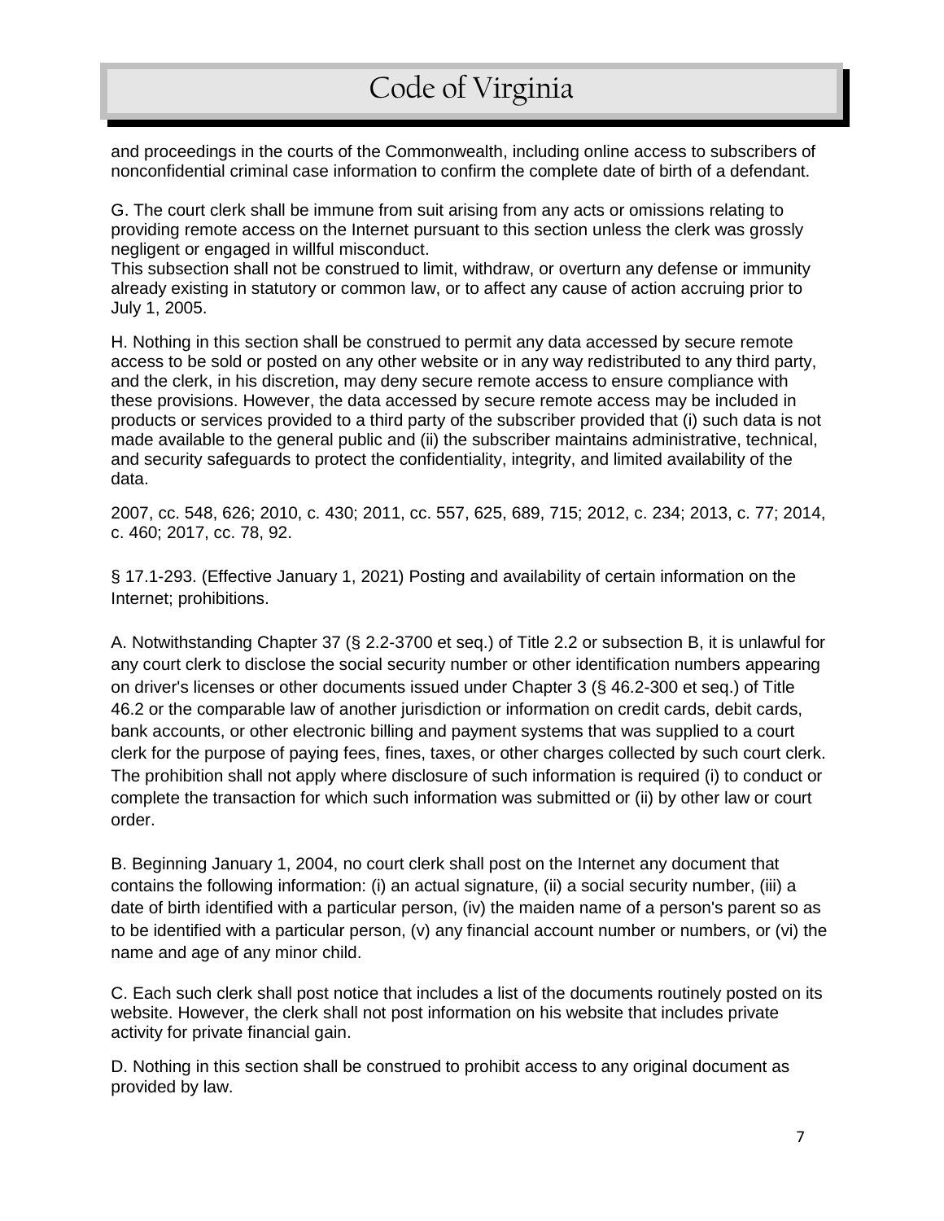and proceedings in the courts of the Commonwealth, including online access to subscribers of nonconfidential criminal case information to confirm the complete date of birth of a defendant.

G. The court clerk shall be immune from suit arising from any acts or omissions relating to providing remote access on the Internet pursuant to this section unless the clerk was grossly negligent or engaged in willful misconduct.
This subsection shall not be construed to limit, withdraw, or overturn any defense or immunity already existing in statutory or common law, or to affect any cause of action accruing prior to July 1, 2005.

H. Nothing in this section shall be construed to permit any data accessed by secure remote access to be sold or posted on any other website or in any way redistributed to any third party, and the clerk, in his discretion, may deny secure remote access to ensure compliance with these provisions. However, the data accessed by secure remote access may be included in products or services provided to a third party of the subscriber provided that (i) such data is not made available to the general public and (ii) the subscriber maintains administrative, technical, and security safeguards to protect the confidentiality, integrity, and limited availability of the data.

2007, cc. 548, 626; 2010, c. 430; 2011, cc. 557, 625, 689, 715; 2012, c. 234; 2013, c. 77; 2014, c. 460; 2017, cc. 78, 92.

§ 17.1-293. (Effective January 1, 2021) Posting and availability of certain information on the Internet; prohibitions.

A. Notwithstanding Chapter 37 (§ 2.2-3700 et seq.) of Title 2.2 or subsection B, it is unlawful for any court clerk to disclose the social security number or other identification numbers appearing on driver's licenses or other documents issued under Chapter 3 (§ 46.2-300 et seq.) of Title 46.2 or the comparable law of another jurisdiction or information on credit cards, debit cards, bank accounts, or other electronic billing and payment systems that was supplied to a court clerk for the purpose of paying fees, fines, taxes, or other charges collected by such court clerk. The prohibition shall not apply where disclosure of such information is required (i) to conduct or complete the transaction for which such information was submitted or (ii) by other law or court order.

B. Beginning January 1, 2004, no court clerk shall post on the Internet any document that contains the following information: (i) an actual signature, (ii) a social security number, (iii) a date of birth identified with a particular person, (iv) the maiden name of a person's parent so as to be identified with a particular person, (v) any financial account number or numbers, or (vi) the name and age of any minor child.

C. Each such clerk shall post notice that includes a list of the documents routinely posted on its website. However, the clerk shall not post information on his website that includes private activity for private financial gain.

D. Nothing in this section shall be construed to prohibit access to any original document as provided by law.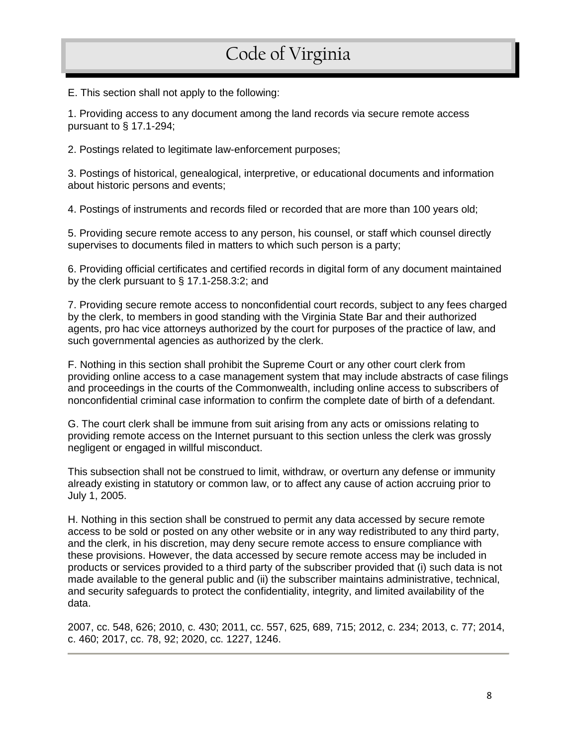E. This section shall not apply to the following:

1. Providing access to any document among the land records via secure remote access pursuant to § 17.1-294;

2. Postings related to legitimate law-enforcement purposes;

3. Postings of historical, genealogical, interpretive, or educational documents and information about historic persons and events;

4. Postings of instruments and records filed or recorded that are more than 100 years old;

5. Providing secure remote access to any person, his counsel, or staff which counsel directly supervises to documents filed in matters to which such person is a party;

6. Providing official certificates and certified records in digital form of any document maintained by the clerk pursuant to § 17.1-258.3:2; and

7. Providing secure remote access to nonconfidential court records, subject to any fees charged by the clerk, to members in good standing with the Virginia State Bar and their authorized agents, pro hac vice attorneys authorized by the court for purposes of the practice of law, and such governmental agencies as authorized by the clerk.

F. Nothing in this section shall prohibit the Supreme Court or any other court clerk from providing online access to a case management system that may include abstracts of case filings and proceedings in the courts of the Commonwealth, including online access to subscribers of nonconfidential criminal case information to confirm the complete date of birth of a defendant.

G. The court clerk shall be immune from suit arising from any acts or omissions relating to providing remote access on the Internet pursuant to this section unless the clerk was grossly negligent or engaged in willful misconduct.

This subsection shall not be construed to limit, withdraw, or overturn any defense or immunity already existing in statutory or common law, or to affect any cause of action accruing prior to July 1, 2005.

H. Nothing in this section shall be construed to permit any data accessed by secure remote access to be sold or posted on any other website or in any way redistributed to any third party, and the clerk, in his discretion, may deny secure remote access to ensure compliance with these provisions. However, the data accessed by secure remote access may be included in products or services provided to a third party of the subscriber provided that (i) such data is not made available to the general public and (ii) the subscriber maintains administrative, technical, and security safeguards to protect the confidentiality, integrity, and limited availability of the data.

2007, cc. 548, 626; 2010, c. 430; 2011, cc. 557, 625, 689, 715; 2012, c. 234; 2013, c. 77; 2014, c. 460; 2017, cc. 78, 92; 2020, cc. 1227, 1246.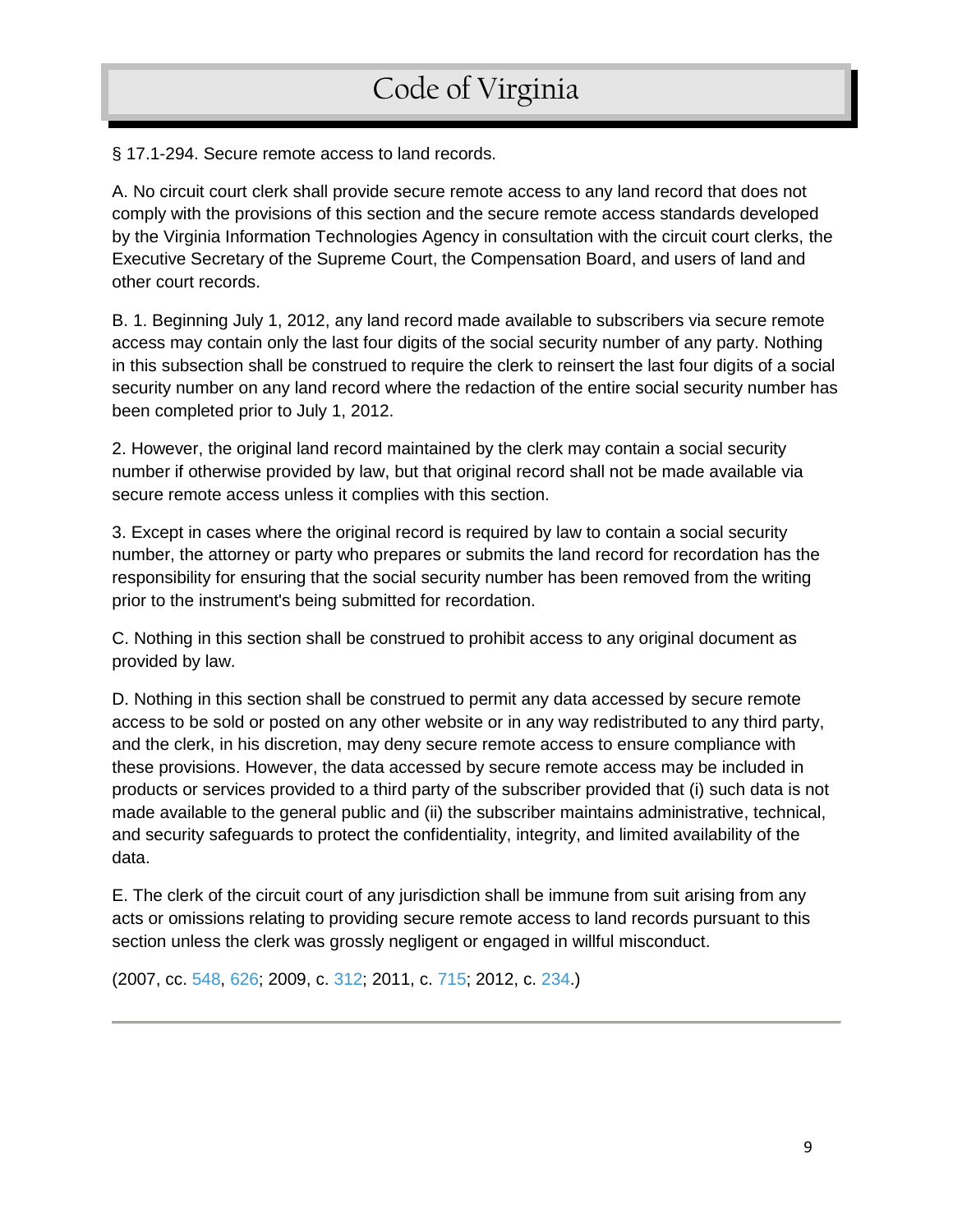# Code of Virginia

§ 17.1-294. Secure remote access to land records.

A. No circuit court clerk shall provide secure remote access to any land record that does not comply with the provisions of this section and the secure remote access standards developed by the Virginia Information Technologies Agency in consultation with the circuit court clerks, the Executive Secretary of the Supreme Court, the Compensation Board, and users of land and other court records.

B. 1. Beginning July 1, 2012, any land record made available to subscribers via secure remote access may contain only the last four digits of the social security number of any party. Nothing in this subsection shall be construed to require the clerk to reinsert the last four digits of a social security number on any land record where the redaction of the entire social security number has been completed prior to July 1, 2012.

2. However, the original land record maintained by the clerk may contain a social security number if otherwise provided by law, but that original record shall not be made available via secure remote access unless it complies with this section.

3. Except in cases where the original record is required by law to contain a social security number, the attorney or party who prepares or submits the land record for recordation has the responsibility for ensuring that the social security number has been removed from the writing prior to the instrument's being submitted for recordation.

C. Nothing in this section shall be construed to prohibit access to any original document as provided by law.

D. Nothing in this section shall be construed to permit any data accessed by secure remote access to be sold or posted on any other website or in any way redistributed to any third party, and the clerk, in his discretion, may deny secure remote access to ensure compliance with these provisions. However, the data accessed by secure remote access may be included in products or services provided to a third party of the subscriber provided that (i) such data is not made available to the general public and (ii) the subscriber maintains administrative, technical, and security safeguards to protect the confidentiality, integrity, and limited availability of the data.

E. The clerk of the circuit court of any jurisdiction shall be immune from suit arising from any acts or omissions relating to providing secure remote access to land records pursuant to this section unless the clerk was grossly negligent or engaged in willful misconduct.

(2007, cc. 548, 626; 2009, c. 312; 2011, c. 715; 2012, c. 234.)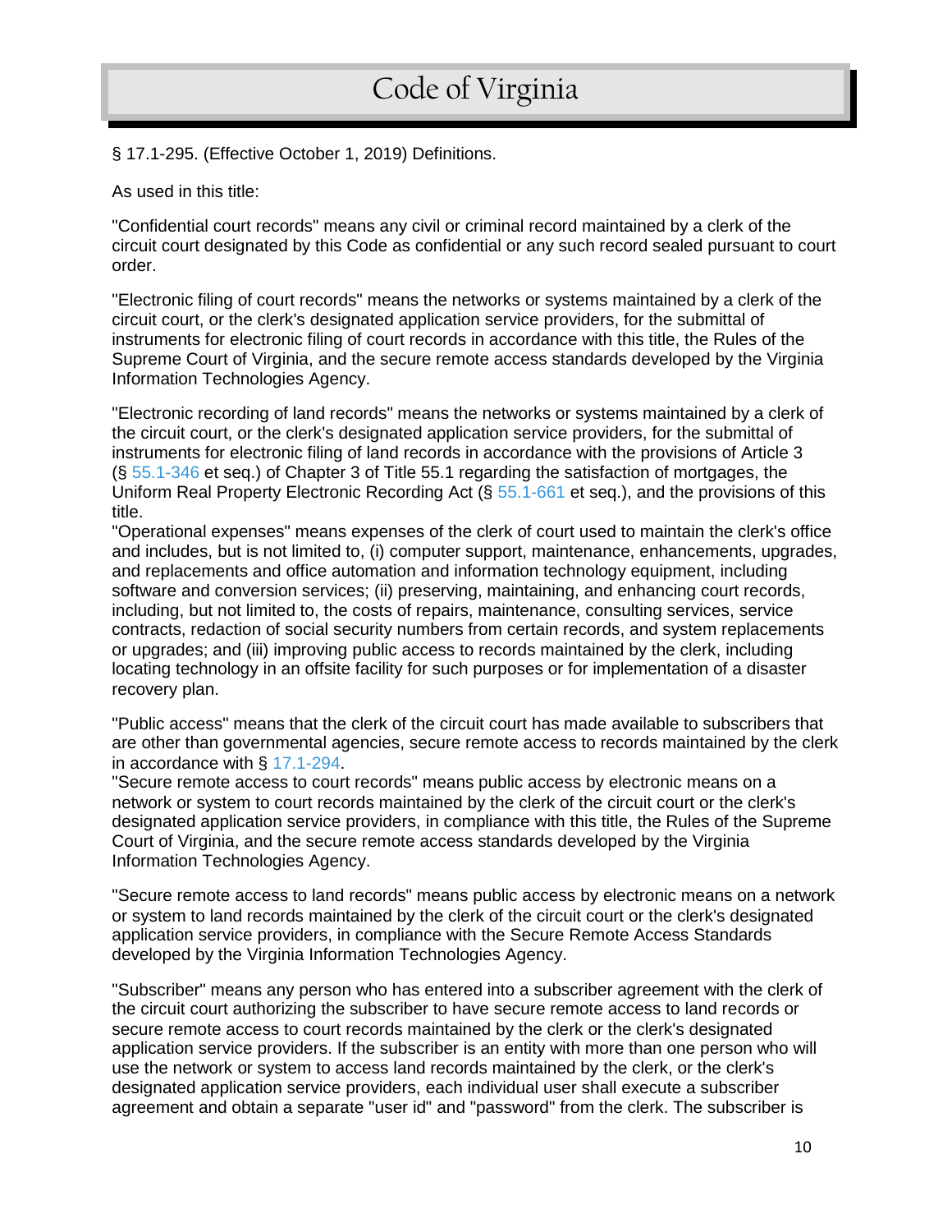# Code of Virginia

§ 17.1-295. (Effective October 1, 2019) Definitions.

As used in this title:

"Confidential court records" means any civil or criminal record maintained by a clerk of the circuit court designated by this Code as confidential or any such record sealed pursuant to court order.

"Electronic filing of court records" means the networks or systems maintained by a clerk of the circuit court, or the clerk's designated application service providers, for the submittal of instruments for electronic filing of court records in accordance with this title, the Rules of the Supreme Court of Virginia, and the secure remote access standards developed by the Virginia Information Technologies Agency.

"Electronic recording of land records" means the networks or systems maintained by a clerk of the circuit court, or the clerk's designated application service providers, for the submittal of instruments for electronic filing of land records in accordance with the provisions of Article 3 (§ 55.1-346 et seq.) of Chapter 3 of Title 55.1 regarding the satisfaction of mortgages, the Uniform Real Property Electronic Recording Act (§ 55.1-661 et seq.), and the provisions of this title.

"Operational expenses" means expenses of the clerk of court used to maintain the clerk's office and includes, but is not limited to, (i) computer support, maintenance, enhancements, upgrades, and replacements and office automation and information technology equipment, including software and conversion services; (ii) preserving, maintaining, and enhancing court records, including, but not limited to, the costs of repairs, maintenance, consulting services, service contracts, redaction of social security numbers from certain records, and system replacements or upgrades; and (iii) improving public access to records maintained by the clerk, including locating technology in an offsite facility for such purposes or for implementation of a disaster recovery plan.

"Public access" means that the clerk of the circuit court has made available to subscribers that are other than governmental agencies, secure remote access to records maintained by the clerk in accordance with § 17.1-294.

"Secure remote access to court records" means public access by electronic means on a network or system to court records maintained by the clerk of the circuit court or the clerk's designated application service providers, in compliance with this title, the Rules of the Supreme Court of Virginia, and the secure remote access standards developed by the Virginia Information Technologies Agency.

"Secure remote access to land records" means public access by electronic means on a network or system to land records maintained by the clerk of the circuit court or the clerk's designated application service providers, in compliance with the Secure Remote Access Standards developed by the Virginia Information Technologies Agency.

"Subscriber" means any person who has entered into a subscriber agreement with the clerk of the circuit court authorizing the subscriber to have secure remote access to land records or secure remote access to court records maintained by the clerk or the clerk's designated application service providers. If the subscriber is an entity with more than one person who will use the network or system to access land records maintained by the clerk, or the clerk's designated application service providers, each individual user shall execute a subscriber agreement and obtain a separate "user id" and "password" from the clerk. The subscriber is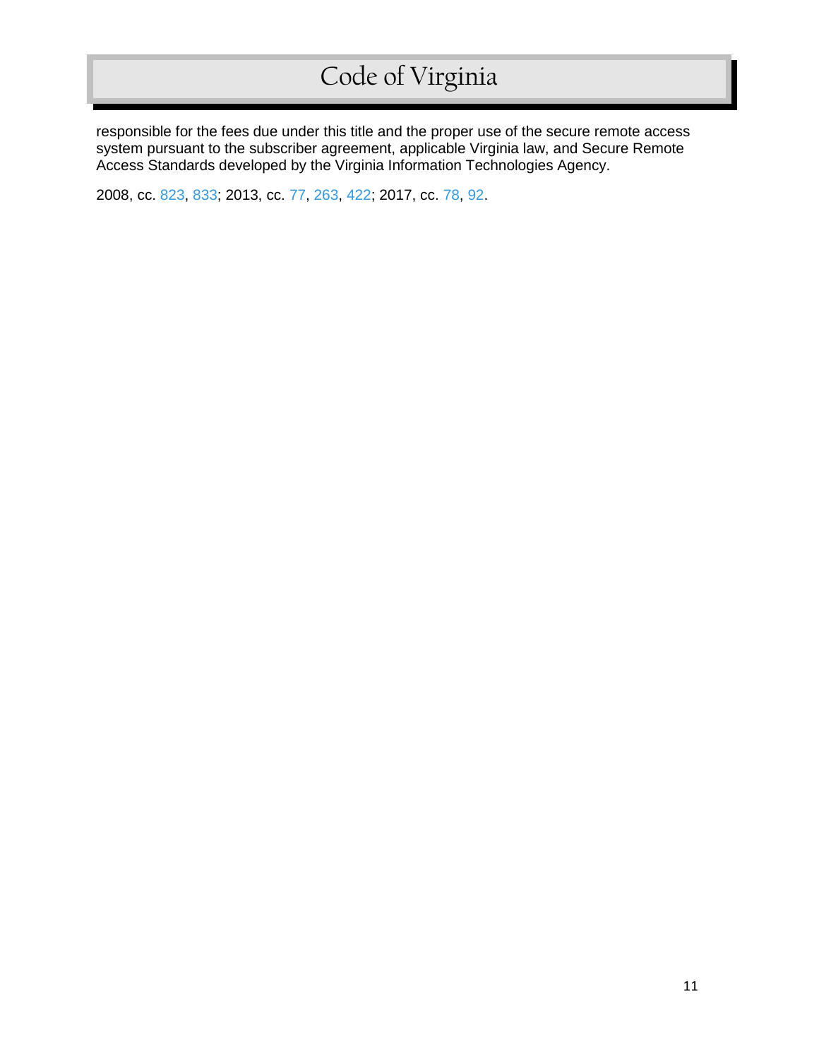responsible for the fees due under this title and the proper use of the secure remote access system pursuant to the subscriber agreement, applicable Virginia law, and Secure Remote Access Standards developed by the Virginia Information Technologies Agency.

2008, cc. 823, 833; 2013, cc. 77, 263, 422; 2017, cc. 78, 92.